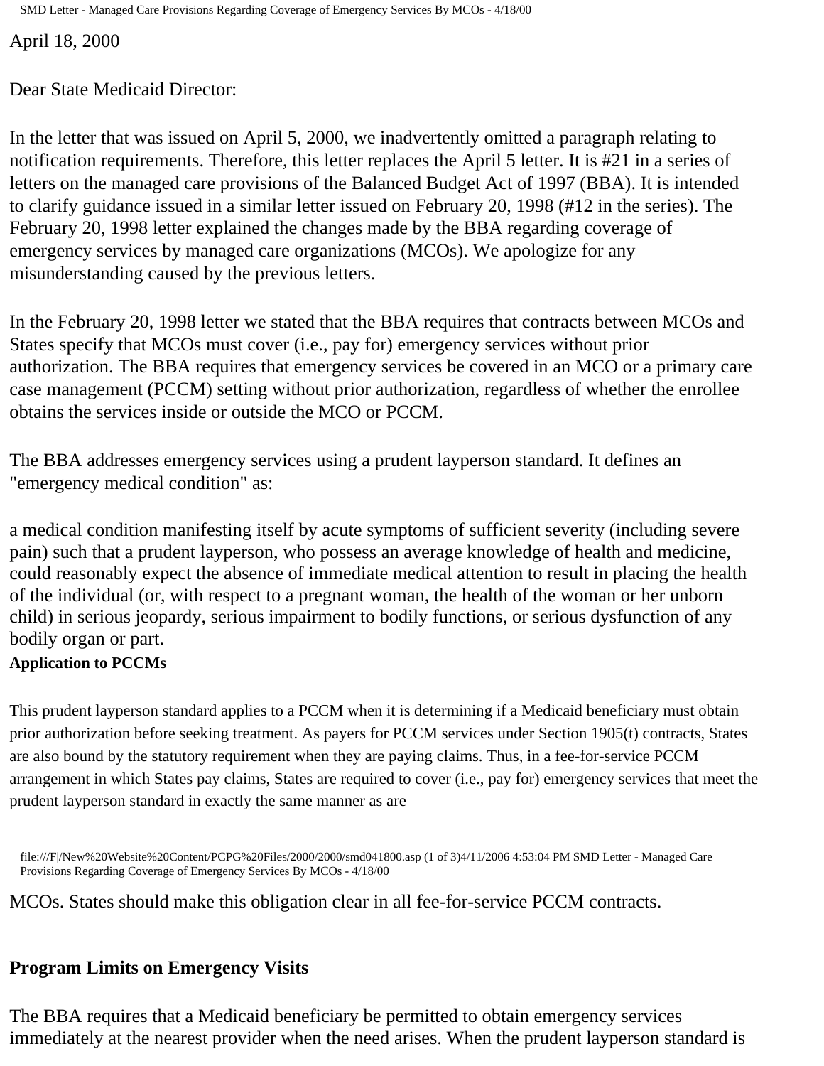April 18, 2000

Dear State Medicaid Director:

In the letter that was issued on April 5, 2000, we inadvertently omitted a paragraph relating to notification requirements. Therefore, this letter replaces the April 5 letter. It is #21 in a series of letters on the managed care provisions of the Balanced Budget Act of 1997 (BBA). It is intended to clarify guidance issued in a similar letter issued on February 20, 1998 (#12 in the series). The February 20, 1998 letter explained the changes made by the BBA regarding coverage of emergency services by managed care organizations (MCOs). We apologize for any misunderstanding caused by the previous letters.

In the February 20, 1998 letter we stated that the BBA requires that contracts between MCOs and States specify that MCOs must cover (i.e., pay for) emergency services without prior authorization. The BBA requires that emergency services be covered in an MCO or a primary care case management (PCCM) setting without prior authorization, regardless of whether the enrollee obtains the services inside or outside the MCO or PCCM.

The BBA addresses emergency services using a prudent layperson standard. It defines an "emergency medical condition" as:

a medical condition manifesting itself by acute symptoms of sufficient severity (including severe pain) such that a prudent layperson, who possess an average knowledge of health and medicine, could reasonably expect the absence of immediate medical attention to result in placing the health of the individual (or, with respect to a pregnant woman, the health of the woman or her unborn child) in serious jeopardy, serious impairment to bodily functions, or serious dysfunction of any bodily organ or part.

**Application to PCCMs**

This prudent layperson standard applies to a PCCM when it is determining if a Medicaid beneficiary must obtain prior authorization before seeking treatment. As payers for PCCM services under Section 1905(t) contracts, States are also bound by the statutory requirement when they are paying claims. Thus, in a fee-for-service PCCM arrangement in which States pay claims, States are required to cover (i.e., pay for) emergency services that meet the prudent layperson standard in exactly the same manner as are MCOs. States should make this obligation clear in all fee-for-service PCCM contracts.

**Program Limits on Emergency Visits**

The BBA requires that a Medicaid beneficiary be permitted to obtain emergency services immediately at the nearest provider when the need arises. When the prudent layperson standard is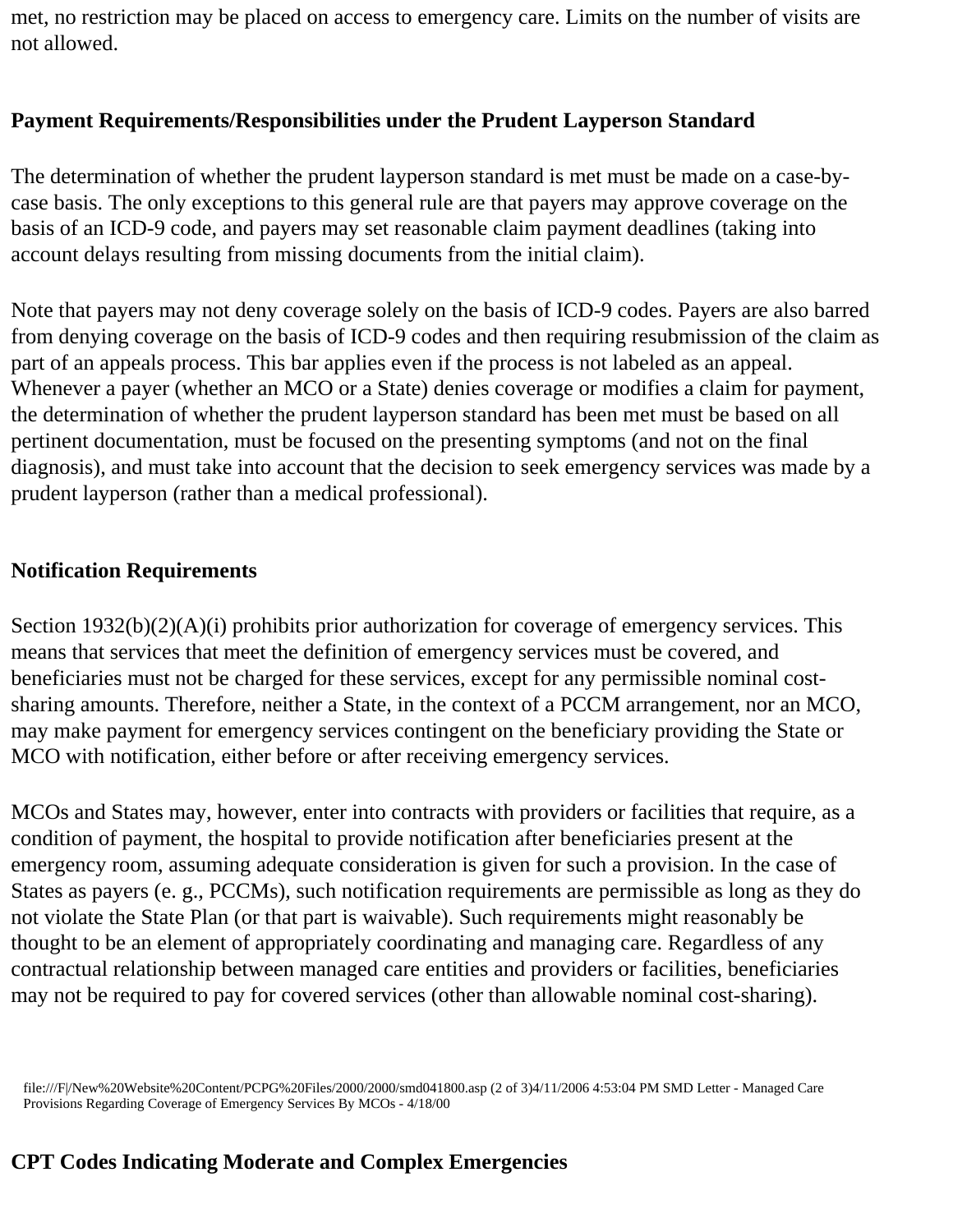met, no restriction may be placed on access to emergency care. Limits on the number of visits are not allowed.

### Payment Requirements/Responsibilities under the Prudent Layperson Standard

The determination of whether the prudent layperson standard is met must be made on a case-by-case basis. The only exceptions to this general rule are that payers may approve coverage on the basis of an ICD-9 code, and payers may set reasonable claim payment deadlines (taking into account delays resulting from missing documents from the initial claim).

Note that payers may not deny coverage solely on the basis of ICD-9 codes. Payers are also barred from denying coverage on the basis of ICD-9 codes and then requiring resubmission of the claim as part of an appeals process. This bar applies even if the process is not labeled as an appeal. Whenever a payer (whether an MCO or a State) denies coverage or modifies a claim for payment, the determination of whether the prudent layperson standard has been met must be based on all pertinent documentation, must be focused on the presenting symptoms (and not on the final diagnosis), and must take into account that the decision to seek emergency services was made by a prudent layperson (rather than a medical professional).

### Notification Requirements

Section 1932(b)(2)(A)(i) prohibits prior authorization for coverage of emergency services. This means that services that meet the definition of emergency services must be covered, and beneficiaries must not be charged for these services, except for any permissible nominal cost-sharing amounts. Therefore, neither a State, in the context of a PCCM arrangement, nor an MCO, may make payment for emergency services contingent on the beneficiary providing the State or MCO with notification, either before or after receiving emergency services.

MCOs and States may, however, enter into contracts with providers or facilities that require, as a condition of payment, the hospital to provide notification after beneficiaries present at the emergency room, assuming adequate consideration is given for such a provision. In the case of States as payers (e. g., PCCMs), such notification requirements are permissible as long as they do not violate the State Plan (or that part is waivable). Such requirements might reasonably be thought to be an element of appropriately coordinating and managing care. Regardless of any contractual relationship between managed care entities and providers or facilities, beneficiaries may not be required to pay for covered services (other than allowable nominal cost-sharing).

### CPT Codes Indicating Moderate and Complex Emergencies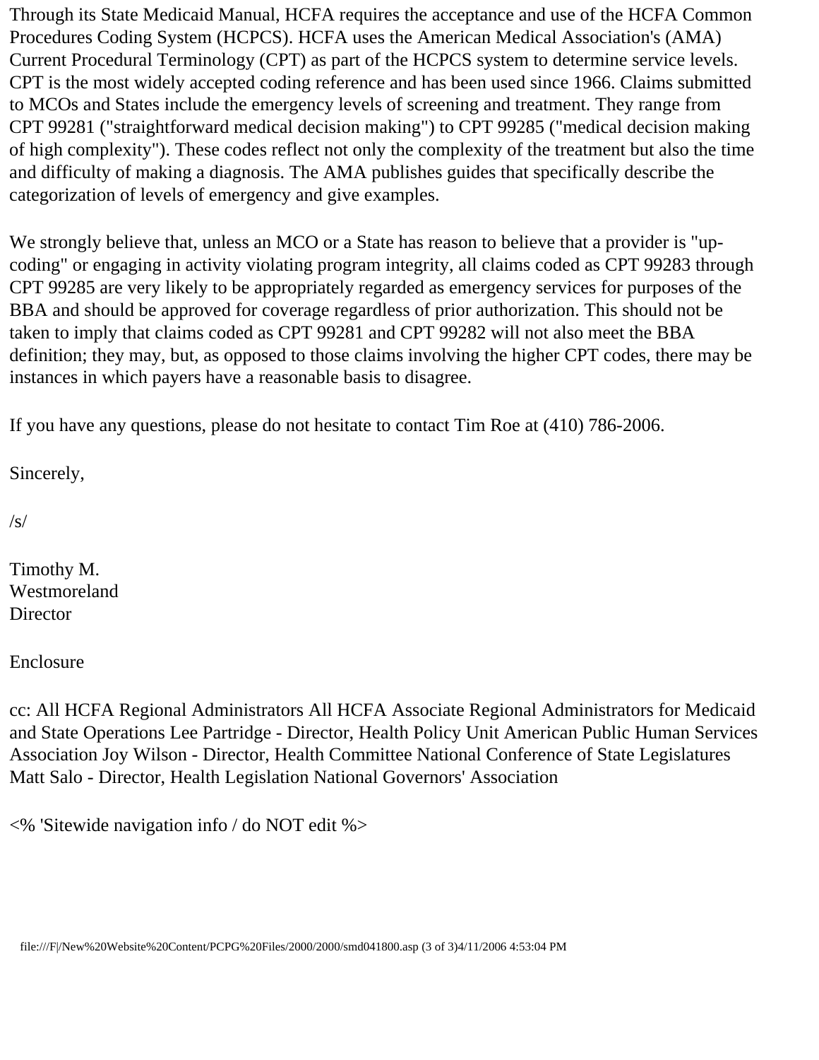Through its State Medicaid Manual, HCFA requires the acceptance and use of the HCFA Common Procedures Coding System (HCPCS). HCFA uses the American Medical Association's (AMA) Current Procedural Terminology (CPT) as part of the HCPCS system to determine service levels. CPT is the most widely accepted coding reference and has been used since 1966. Claims submitted to MCOs and States include the emergency levels of screening and treatment. They range from CPT 99281 ("straightforward medical decision making") to CPT 99285 ("medical decision making of high complexity"). These codes reflect not only the complexity of the treatment but also the time and difficulty of making a diagnosis. The AMA publishes guides that specifically describe the categorization of levels of emergency and give examples.

We strongly believe that, unless an MCO or a State has reason to believe that a provider is "up-coding" or engaging in activity violating program integrity, all claims coded as CPT 99283 through CPT 99285 are very likely to be appropriately regarded as emergency services for purposes of the BBA and should be approved for coverage regardless of prior authorization. This should not be taken to imply that claims coded as CPT 99281 and CPT 99282 will not also meet the BBA definition; they may, but, as opposed to those claims involving the higher CPT codes, there may be instances in which payers have a reasonable basis to disagree.

If you have any questions, please do not hesitate to contact Tim Roe at (410) 786-2006.

Sincerely,

/s/

Timothy M.
Westmoreland
Director

Enclosure

cc: All HCFA Regional Administrators All HCFA Associate Regional Administrators for Medicaid and State Operations Lee Partridge - Director, Health Policy Unit American Public Human Services Association Joy Wilson - Director, Health Committee National Conference of State Legislatures Matt Salo - Director, Health Legislation National Governors' Association

<% 'Sitewide navigation info / do NOT edit %>